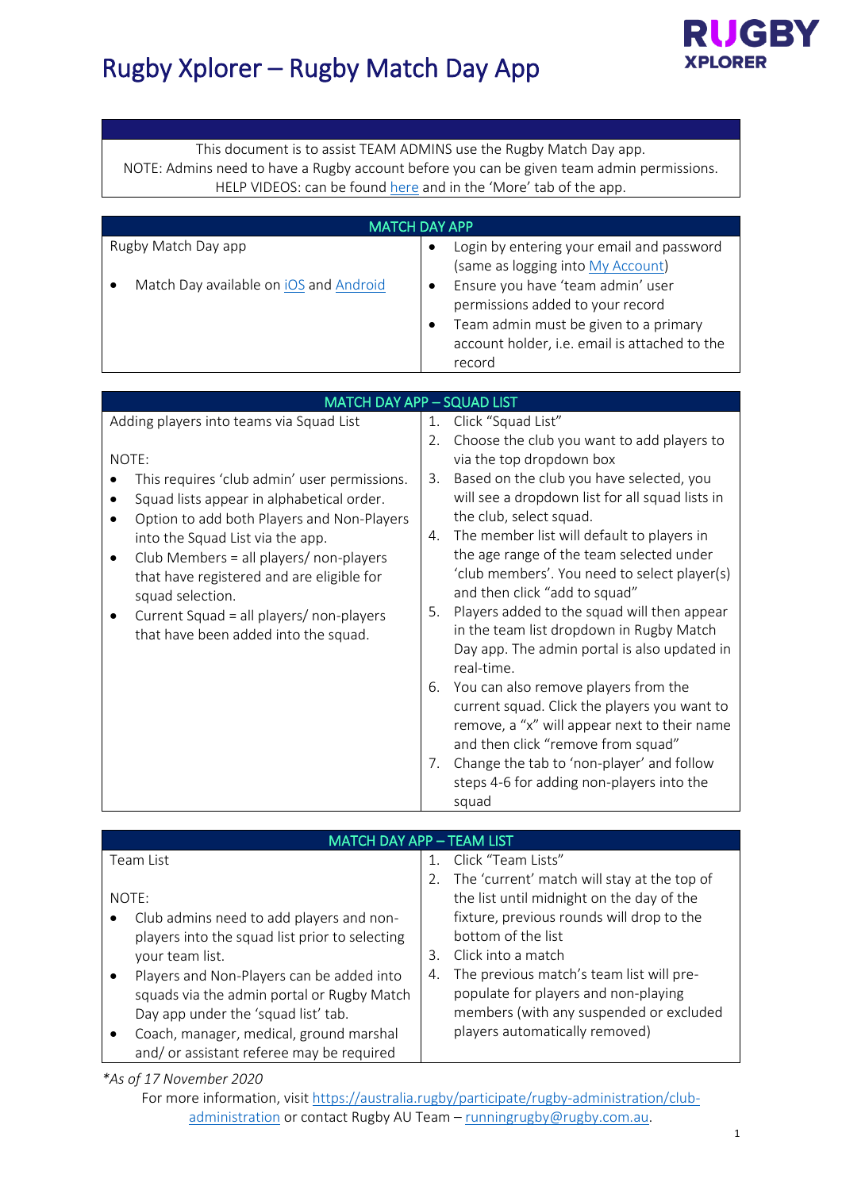# Rugby Xplorer – Rugby Match Day App

RUGBY XPLORER

| |
|---|
| This document is to assist TEAM ADMINS use the Rugby Match Day app.<br>NOTE: Admins need to have a Rugby account before you can be given team admin permissions.<br>HELP VIDEOS: can be found here and in the 'More' tab of the app. |

| MATCH DAY APP | |
|---|---|
| Rugby Match Day app<br><br>• Match Day available on iOS and Android | • Login by entering your email and password (same as logging into My Account)<br>• Ensure you have 'team admin' user permissions added to your record<br>• Team admin must be given to a primary account holder, i.e. email is attached to the record |

| MATCH DAY APP – SQUAD LIST | |
|---|---|
| Adding players into teams via Squad List<br><br>NOTE:<br>• This requires 'club admin' user permissions.<br>• Squad lists appear in alphabetical order.<br>• Option to add both Players and Non-Players into the Squad List via the app.<br>• Club Members = all players/ non-players that have registered and are eligible for squad selection.<br>• Current Squad = all players/ non-players that have been added into the squad. | 1. Click "Squad List"<br>2. Choose the club you want to add players to via the top dropdown box<br>3. Based on the club you have selected, you will see a dropdown list for all squad lists in the club, select squad.<br>4. The member list will default to players in the age range of the team selected under 'club members'. You need to select player(s) and then click "add to squad"<br>5. Players added to the squad will then appear in the team list dropdown in Rugby Match Day app. The admin portal is also updated in real-time.<br>6. You can also remove players from the current squad. Click the players you want to remove, a "x" will appear next to their name and then click "remove from squad"<br>7. Change the tab to 'non-player' and follow steps 4-6 for adding non-players into the squad |

| MATCH DAY APP – TEAM LIST | |
|---|---|
| Team List<br><br>NOTE:<br>• Club admins need to add players and non-players into the squad list prior to selecting your team list.<br>• Players and Non-Players can be added into squads via the admin portal or Rugby Match Day app under the 'squad list' tab.<br>• Coach, manager, medical, ground marshal and/ or assistant referee may be required | 1. Click "Team Lists"<br>2. The 'current' match will stay at the top of the list until midnight on the day of the fixture, previous rounds will drop to the bottom of the list<br>3. Click into a match<br>4. The previous match's team list will pre-populate for players and non-playing members (with any suspended or excluded players automatically removed) |

*\*As of 17 November 2020*

For more information, visit https://australia.rugby/participate/rugby-administration/club-administration or contact Rugby AU Team – runningrugby@rugby.com.au.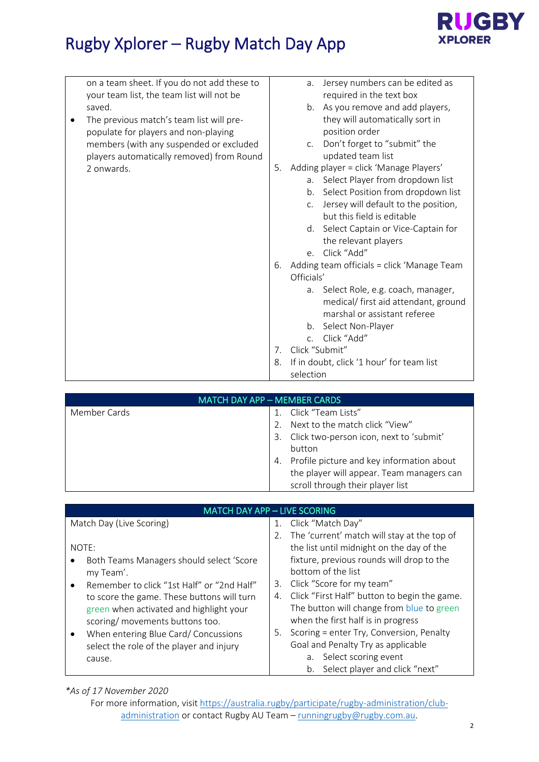| | |
|---|---|
| on a team sheet. If you do not add these to your team list, the team list will not be saved.<br>• The previous match's team list will pre-populate for players and non-playing members (with any suspended or excluded players automatically removed) from Round 2 onwards. | a. Jersey numbers can be edited as required in the text box<br>b. As you remove and add players, they will automatically sort in position order<br>c. Don't forget to "submit" the updated team list<br>5. Adding player = click 'Manage Players'<br>a. Select Player from dropdown list<br>b. Select Position from dropdown list<br>c. Jersey will default to the position, but this field is editable<br>d. Select Captain or Vice-Captain for the relevant players<br>e. Click "Add"<br>6. Adding team officials = click 'Manage Team Officials'<br>a. Select Role, e.g. coach, manager, medical/ first aid attendant, ground marshal or assistant referee<br>b. Select Non-Player<br>c. Click "Add"<br>7. Click "Submit"<br>8. If in doubt, click '1 hour' for team list selection |

| MATCH DAY APP – MEMBER CARDS | |
|---|---|
| Member Cards | 1. Click "Team Lists"<br>2. Next to the match click "View"<br>3. Click two-person icon, next to 'submit' button<br>4. Profile picture and key information about the player will appear. Team managers can scroll through their player list |

| MATCH DAY APP – LIVE SCORING | |
|---|---|
| Match Day (Live Scoring)<br><br>NOTE:<br>• Both Teams Managers should select 'Score my Team'.<br>• Remember to click "1st Half" or "2nd Half" to score the game. These buttons will turn green when activated and highlight your scoring/ movements buttons too.<br>• When entering Blue Card/ Concussions select the role of the player and injury cause. | 1. Click "Match Day"<br>2. The 'current' match will stay at the top of the list until midnight on the day of the fixture, previous rounds will drop to the bottom of the list<br>3. Click "Score for my team"<br>4. Click "First Half" button to begin the game. The button will change from blue to green when the first half is in progress<br>5. Scoring = enter Try, Conversion, Penalty Goal and Penalty Try as applicable<br>a. Select scoring event<br>b. Select player and click "next" |

*As of 17 November 2020*

For more information, visit https://australia.rugby/participate/rugby-administration/club-administration or contact Rugby AU Team – runningrugby@rugby.com.au.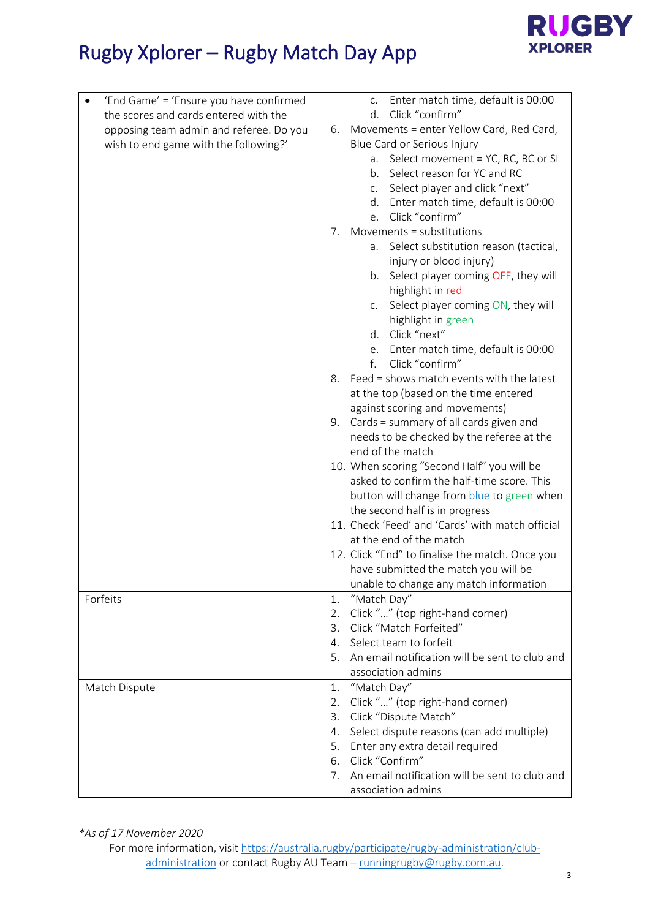# Rugby Xplorer – Rugby Match Day App

| | |
|---|---|
| • 'End Game' = 'Ensure you have confirmed the scores and cards entered with the opposing team admin and referee. Do you wish to end game with the following?' | c. Enter match time, default is 00:00<br>d. Click "confirm"<br>6. Movements = enter Yellow Card, Red Card, Blue Card or Serious Injury<br>a. Select movement = YC, RC, BC or SI<br>b. Select reason for YC and RC<br>c. Select player and click "next"<br>d. Enter match time, default is 00:00<br>e. Click "confirm"<br>7. Movements = substitutions<br>a. Select substitution reason (tactical, injury or blood injury)<br>b. Select player coming OFF, they will highlight in red<br>c. Select player coming ON, they will highlight in green<br>d. Click "next"<br>e. Enter match time, default is 00:00<br>f. Click "confirm"<br>8. Feed = shows match events with the latest at the top (based on the time entered against scoring and movements)<br>9. Cards = summary of all cards given and needs to be checked by the referee at the end of the match<br>10. When scoring "Second Half" you will be asked to confirm the half-time score. This button will change from blue to green when the second half is in progress<br>11. Check 'Feed' and 'Cards' with match official at the end of the match<br>12. Click "End" to finalise the match. Once you have submitted the match you will be unable to change any match information |
| Forfeits | 1. "Match Day"<br>2. Click "…" (top right-hand corner)<br>3. Click "Match Forfeited"<br>4. Select team to forfeit<br>5. An email notification will be sent to club and association admins |
| Match Dispute | 1. "Match Day"<br>2. Click "…" (top right-hand corner)<br>3. Click "Dispute Match"<br>4. Select dispute reasons (can add multiple)<br>5. Enter any extra detail required<br>6. Click "Confirm"<br>7. An email notification will be sent to club and association admins |

*\*As of 17 November 2020*

For more information, visit [https://australia.rugby/participate/rugby-administration/club-administration](https://australia.rugby/participate/rugby-administration/club-administration) or contact Rugby AU Team – [runningrugby@rugby.com.au](mailto:runningrugby@rugby.com.au).